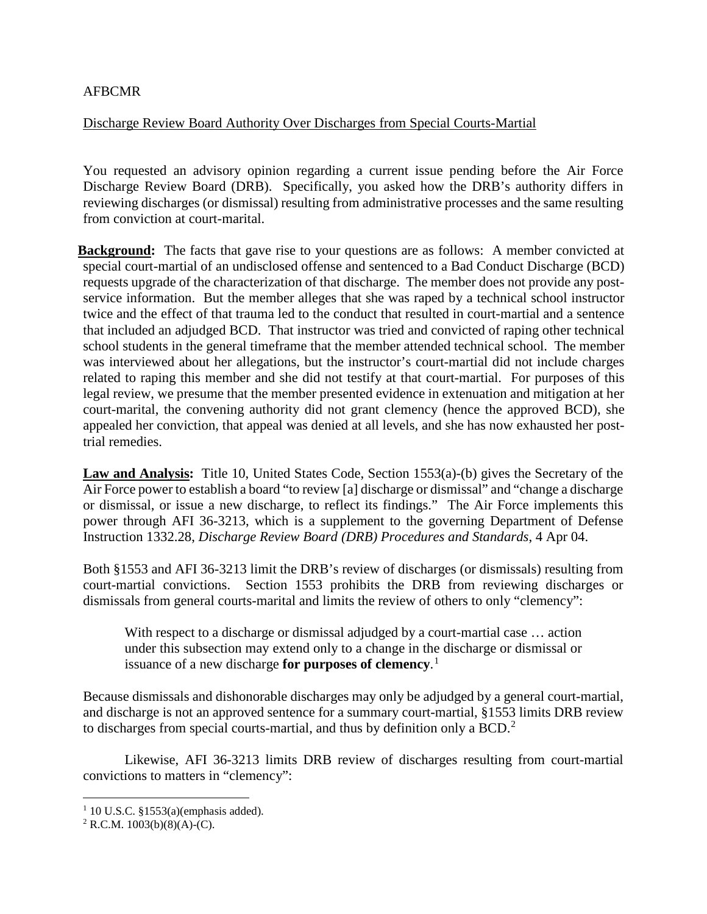AFBCMR

Discharge Review Board Authority Over Discharges from Special Courts-Martial

You requested an advisory opinion regarding a current issue pending before the Air Force Discharge Review Board (DRB). Specifically, you asked how the DRB's authority differs in reviewing discharges (or dismissal) resulting from administrative processes and the same resulting from conviction at court-marital.

**Background:** The facts that gave rise to your questions are as follows: A member convicted at special court-martial of an undisclosed offense and sentenced to a Bad Conduct Discharge (BCD) requests upgrade of the characterization of that discharge. The member does not provide any post-service information. But the member alleges that she was raped by a technical school instructor twice and the effect of that trauma led to the conduct that resulted in court-martial and a sentence that included an adjudged BCD. That instructor was tried and convicted of raping other technical school students in the general timeframe that the member attended technical school. The member was interviewed about her allegations, but the instructor's court-martial did not include charges related to raping this member and she did not testify at that court-martial. For purposes of this legal review, we presume that the member presented evidence in extenuation and mitigation at her court-marital, the convening authority did not grant clemency (hence the approved BCD), she appealed her conviction, that appeal was denied at all levels, and she has now exhausted her post-trial remedies.

**Law and Analysis:** Title 10, United States Code, Section 1553(a)-(b) gives the Secretary of the Air Force power to establish a board "to review [a] discharge or dismissal" and "change a discharge or dismissal, or issue a new discharge, to reflect its findings." The Air Force implements this power through AFI 36-3213, which is a supplement to the governing Department of Defense Instruction 1332.28, *Discharge Review Board (DRB) Procedures and Standards*, 4 Apr 04.

Both §1553 and AFI 36-3213 limit the DRB's review of discharges (or dismissals) resulting from court-martial convictions. Section 1553 prohibits the DRB from reviewing discharges or dismissals from general courts-marital and limits the review of others to only "clemency":

> With respect to a discharge or dismissal adjudged by a court-martial case … action under this subsection may extend only to a change in the discharge or dismissal or issuance of a new discharge **for purposes of clemency**.[1]

Because dismissals and dishonorable discharges may only be adjudged by a general court-martial, and discharge is not an approved sentence for a summary court-martial, §1553 limits DRB review to discharges from special courts-martial, and thus by definition only a BCD.[2]

Likewise, AFI 36-3213 limits DRB review of discharges resulting from court-martial convictions to matters in "clemency":

---

[1] 10 U.S.C. §1553(a)(emphasis added).

[2] R.C.M. 1003(b)(8)(A)-(C).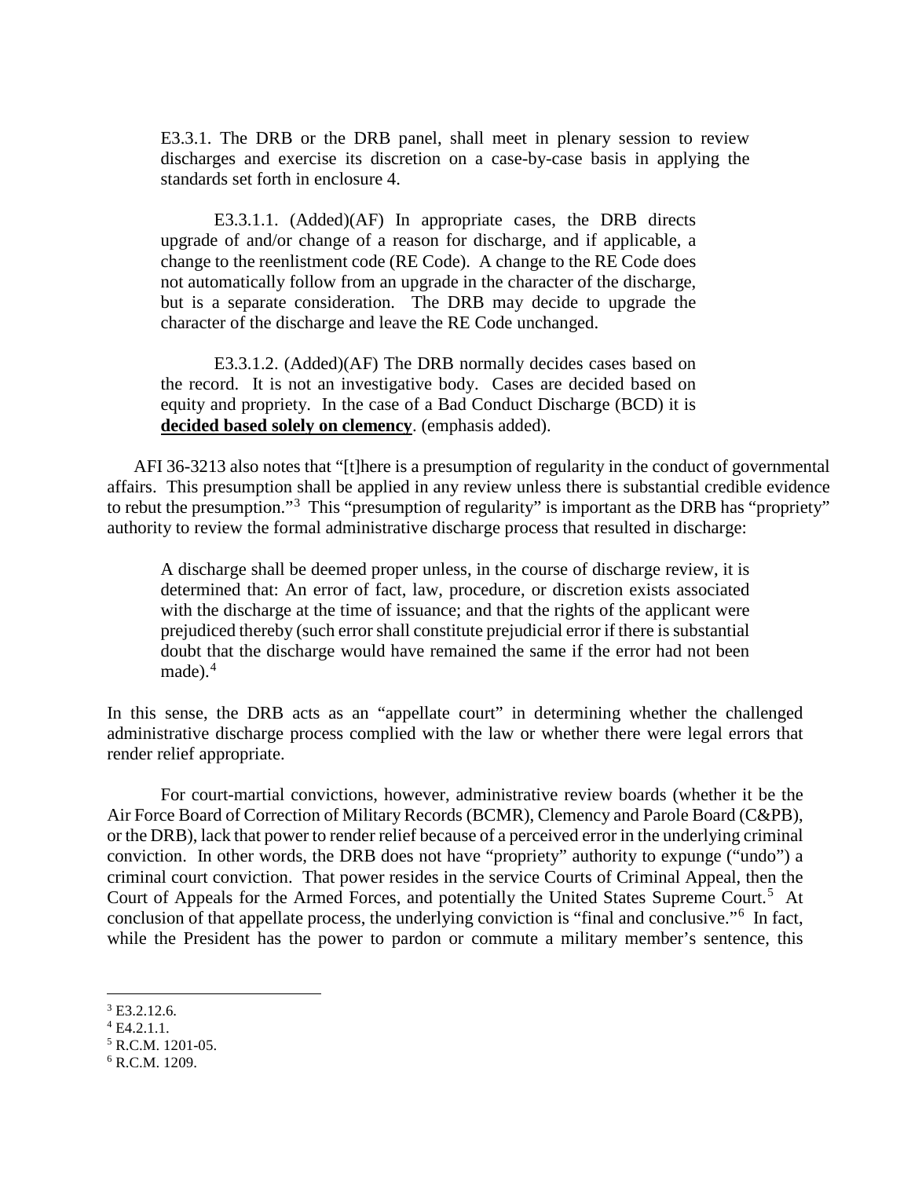> E3.3.1. The DRB or the DRB panel, shall meet in plenary session to review discharges and exercise its discretion on a case-by-case basis in applying the standards set forth in enclosure 4.
>
> E3.3.1.1. (Added)(AF) In appropriate cases, the DRB directs upgrade of and/or change of a reason for discharge, and if applicable, a change to the reenlistment code (RE Code). A change to the RE Code does not automatically follow from an upgrade in the character of the discharge, but is a separate consideration. The DRB may decide to upgrade the character of the discharge and leave the RE Code unchanged.
>
> E3.3.1.2. (Added)(AF) The DRB normally decides cases based on the record. It is not an investigative body. Cases are decided based on equity and propriety. In the case of a Bad Conduct Discharge (BCD) it is **<u>decided based solely on clemency</u>**. (emphasis added).

AFI 36-3213 also notes that "[t]here is a presumption of regularity in the conduct of governmental affairs. This presumption shall be applied in any review unless there is substantial credible evidence to rebut the presumption."[3] This "presumption of regularity" is important as the DRB has "propriety" authority to review the formal administrative discharge process that resulted in discharge:

> A discharge shall be deemed proper unless, in the course of discharge review, it is determined that: An error of fact, law, procedure, or discretion exists associated with the discharge at the time of issuance; and that the rights of the applicant were prejudiced thereby (such error shall constitute prejudicial error if there is substantial doubt that the discharge would have remained the same if the error had not been made).[4]

In this sense, the DRB acts as an "appellate court" in determining whether the challenged administrative discharge process complied with the law or whether there were legal errors that render relief appropriate.

For court-martial convictions, however, administrative review boards (whether it be the Air Force Board of Correction of Military Records (BCMR), Clemency and Parole Board (C&PB), or the DRB), lack that power to render relief because of a perceived error in the underlying criminal conviction. In other words, the DRB does not have "propriety" authority to expunge ("undo") a criminal court conviction. That power resides in the service Courts of Criminal Appeal, then the Court of Appeals for the Armed Forces, and potentially the United States Supreme Court.[5] At conclusion of that appellate process, the underlying conviction is "final and conclusive."[6] In fact, while the President has the power to pardon or commute a military member's sentence, this

---

[3] E3.2.12.6.

[4] E4.2.1.1.

[5] R.C.M. 1201-05.

[6] R.C.M. 1209.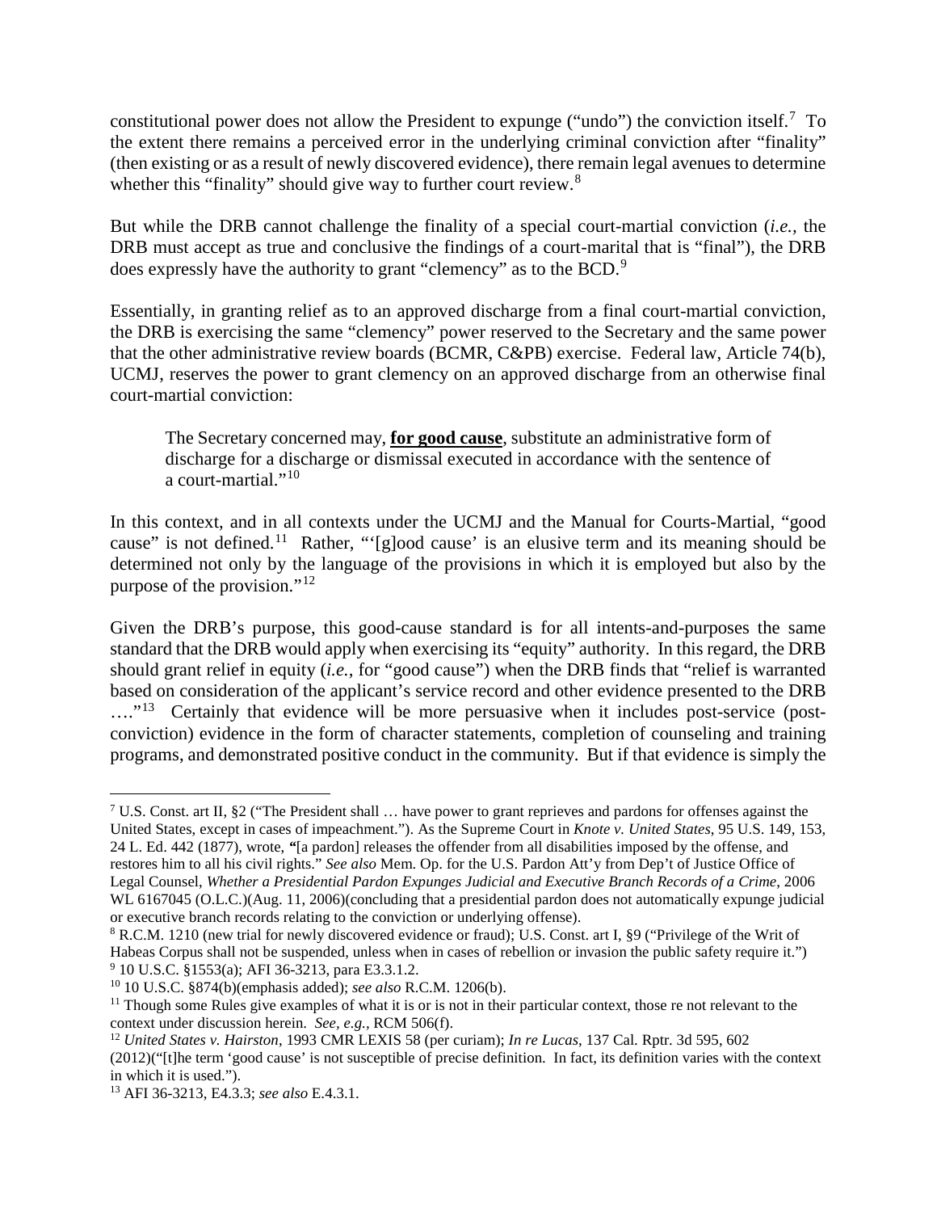constitutional power does not allow the President to expunge ("undo") the conviction itself.[7] To the extent there remains a perceived error in the underlying criminal conviction after "finality" (then existing or as a result of newly discovered evidence), there remain legal avenues to determine whether this "finality" should give way to further court review.[8]

But while the DRB cannot challenge the finality of a special court-martial conviction (*i.e.*, the DRB must accept as true and conclusive the findings of a court-marital that is "final"), the DRB does expressly have the authority to grant "clemency" as to the BCD.[9]

Essentially, in granting relief as to an approved discharge from a final court-martial conviction, the DRB is exercising the same "clemency" power reserved to the Secretary and the same power that the other administrative review boards (BCMR, C&PB) exercise. Federal law, Article 74(b), UCMJ, reserves the power to grant clemency on an approved discharge from an otherwise final court-martial conviction:

> The Secretary concerned may, <u>**for good cause**</u>, substitute an administrative form of discharge for a discharge or dismissal executed in accordance with the sentence of a court-martial."[10]

In this context, and in all contexts under the UCMJ and the Manual for Courts-Martial, "good cause" is not defined.[11] Rather, "'[g]ood cause' is an elusive term and its meaning should be determined not only by the language of the provisions in which it is employed but also by the purpose of the provision."[12]

Given the DRB's purpose, this good-cause standard is for all intents-and-purposes the same standard that the DRB would apply when exercising its "equity" authority. In this regard, the DRB should grant relief in equity (*i.e.*, for "good cause") when the DRB finds that "relief is warranted based on consideration of the applicant's service record and other evidence presented to the DRB …."[13] Certainly that evidence will be more persuasive when it includes post-service (post-conviction) evidence in the form of character statements, completion of counseling and training programs, and demonstrated positive conduct in the community. But if that evidence is simply the

---

[7] U.S. Const. art II, §2 ("The President shall … have power to grant reprieves and pardons for offenses against the United States, except in cases of impeachment."). As the Supreme Court in *Knote v. United States*, 95 U.S. 149, 153, 24 L. Ed. 442 (1877), wrote, **"**[a pardon] releases the offender from all disabilities imposed by the offense, and restores him to all his civil rights." *See also* Mem. Op. for the U.S. Pardon Att'y from Dep't of Justice Office of Legal Counsel, *Whether a Presidential Pardon Expunges Judicial and Executive Branch Records of a Crime*, 2006 WL 6167045 (O.L.C.)(Aug. 11, 2006)(concluding that a presidential pardon does not automatically expunge judicial or executive branch records relating to the conviction or underlying offense).

[8] R.C.M. 1210 (new trial for newly discovered evidence or fraud); U.S. Const. art I, §9 ("Privilege of the Writ of Habeas Corpus shall not be suspended, unless when in cases of rebellion or invasion the public safety require it.")

[9] 10 U.S.C. §1553(a); AFI 36-3213, para E3.3.1.2.

[10] 10 U.S.C. §874(b)(emphasis added); *see also* R.C.M. 1206(b).

[11] Though some Rules give examples of what it is or is not in their particular context, those re not relevant to the context under discussion herein. *See, e.g.,* RCM 506(f).

[12] *United States v. Hairston*, 1993 CMR LEXIS 58 (per curiam); *In re Lucas*, 137 Cal. Rptr. 3d 595, 602 (2012)("[t]he term 'good cause' is not susceptible of precise definition. In fact, its definition varies with the context in which it is used.").

[13] AFI 36-3213, E4.3.3; *see also* E.4.3.1.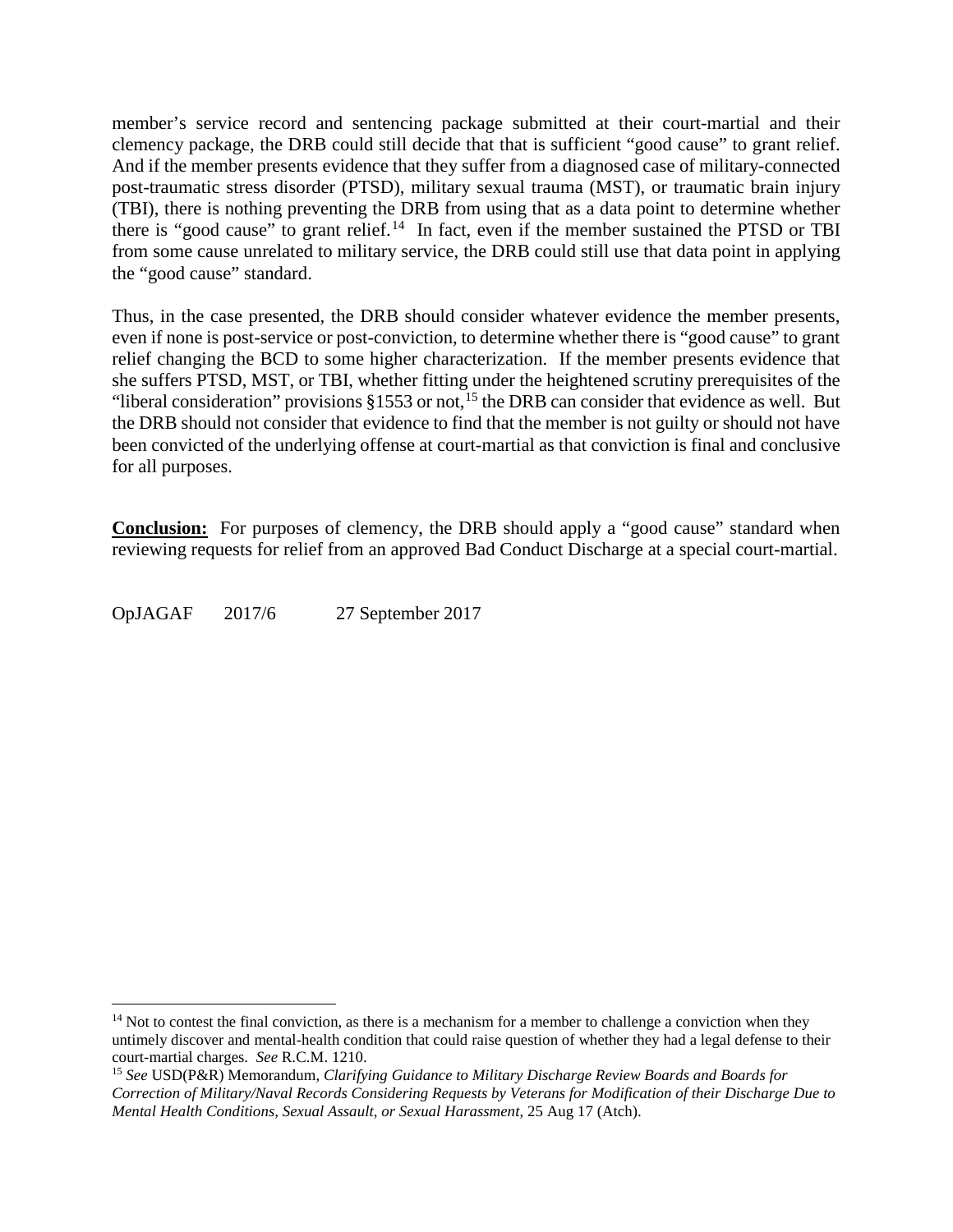member's service record and sentencing package submitted at their court-martial and their clemency package, the DRB could still decide that that is sufficient "good cause" to grant relief. And if the member presents evidence that they suffer from a diagnosed case of military-connected post-traumatic stress disorder (PTSD), military sexual trauma (MST), or traumatic brain injury (TBI), there is nothing preventing the DRB from using that as a data point to determine whether there is "good cause" to grant relief.[14] In fact, even if the member sustained the PTSD or TBI from some cause unrelated to military service, the DRB could still use that data point in applying the "good cause" standard.

Thus, in the case presented, the DRB should consider whatever evidence the member presents, even if none is post-service or post-conviction, to determine whether there is "good cause" to grant relief changing the BCD to some higher characterization. If the member presents evidence that she suffers PTSD, MST, or TBI, whether fitting under the heightened scrutiny prerequisites of the "liberal consideration" provisions §1553 or not,[15] the DRB can consider that evidence as well. But the DRB should not consider that evidence to find that the member is not guilty or should not have been convicted of the underlying offense at court-martial as that conviction is final and conclusive for all purposes.

**Conclusion:** For purposes of clemency, the DRB should apply a "good cause" standard when reviewing requests for relief from an approved Bad Conduct Discharge at a special court-martial.

OpJAGAF 2017/6 27 September 2017

---

[14] Not to contest the final conviction, as there is a mechanism for a member to challenge a conviction when they untimely discover and mental-health condition that could raise question of whether they had a legal defense to their court-martial charges. *See* R.C.M. 1210.

[15] *See* USD(P&R) Memorandum, *Clarifying Guidance to Military Discharge Review Boards and Boards for Correction of Military/Naval Records Considering Requests by Veterans for Modification of their Discharge Due to Mental Health Conditions, Sexual Assault, or Sexual Harassment*, 25 Aug 17 (Atch).